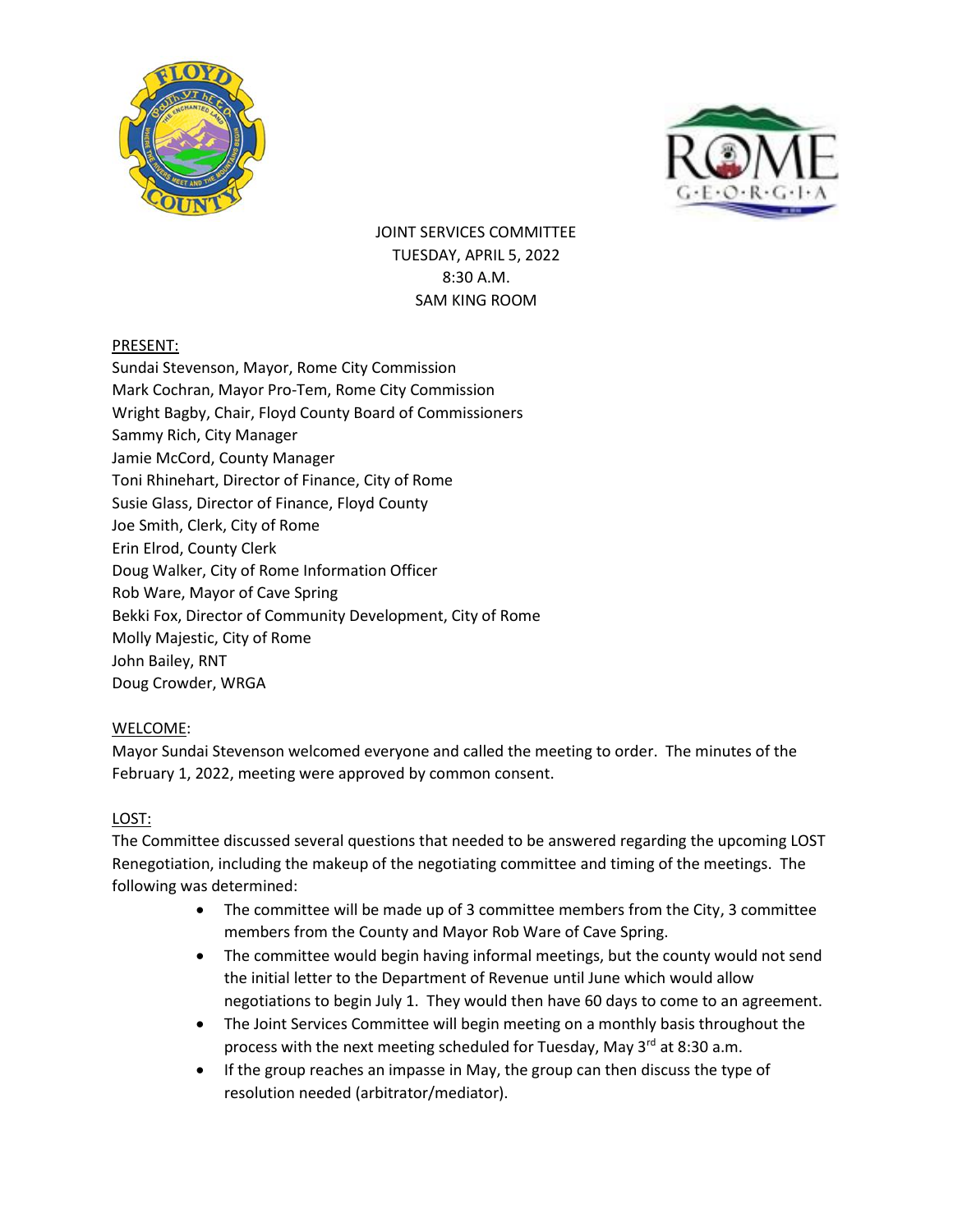JOINT SERVICES COMMITTEE
TUESDAY, APRIL 5, 2022
8:30 A.M.
SAM KING ROOM

PRESENT:
Sundai Stevenson, Mayor, Rome City Commission
Mark Cochran, Mayor Pro-Tem, Rome City Commission
Wright Bagby, Chair, Floyd County Board of Commissioners
Sammy Rich, City Manager
Jamie McCord, County Manager
Toni Rhinehart, Director of Finance, City of Rome
Susie Glass, Director of Finance, Floyd County
Joe Smith, Clerk, City of Rome
Erin Elrod, County Clerk
Doug Walker, City of Rome Information Officer
Rob Ware, Mayor of Cave Spring
Bekki Fox, Director of Community Development, City of Rome
Molly Majestic, City of Rome
John Bailey, RNT
Doug Crowder, WRGA

WELCOME:
Mayor Sundai Stevenson welcomed everyone and called the meeting to order. The minutes of the February 1, 2022, meeting were approved by common consent.

LOST:
The Committee discussed several questions that needed to be answered regarding the upcoming LOST Renegotiation, including the makeup of the negotiating committee and timing of the meetings. The following was determined:

- The committee will be made up of 3 committee members from the City, 3 committee members from the County and Mayor Rob Ware of Cave Spring.
- The committee would begin having informal meetings, but the county would not send the initial letter to the Department of Revenue until June which would allow negotiations to begin July 1. They would then have 60 days to come to an agreement.
- The Joint Services Committee will begin meeting on a monthly basis throughout the process with the next meeting scheduled for Tuesday, May 3rd at 8:30 a.m.
- If the group reaches an impasse in May, the group can then discuss the type of resolution needed (arbitrator/mediator).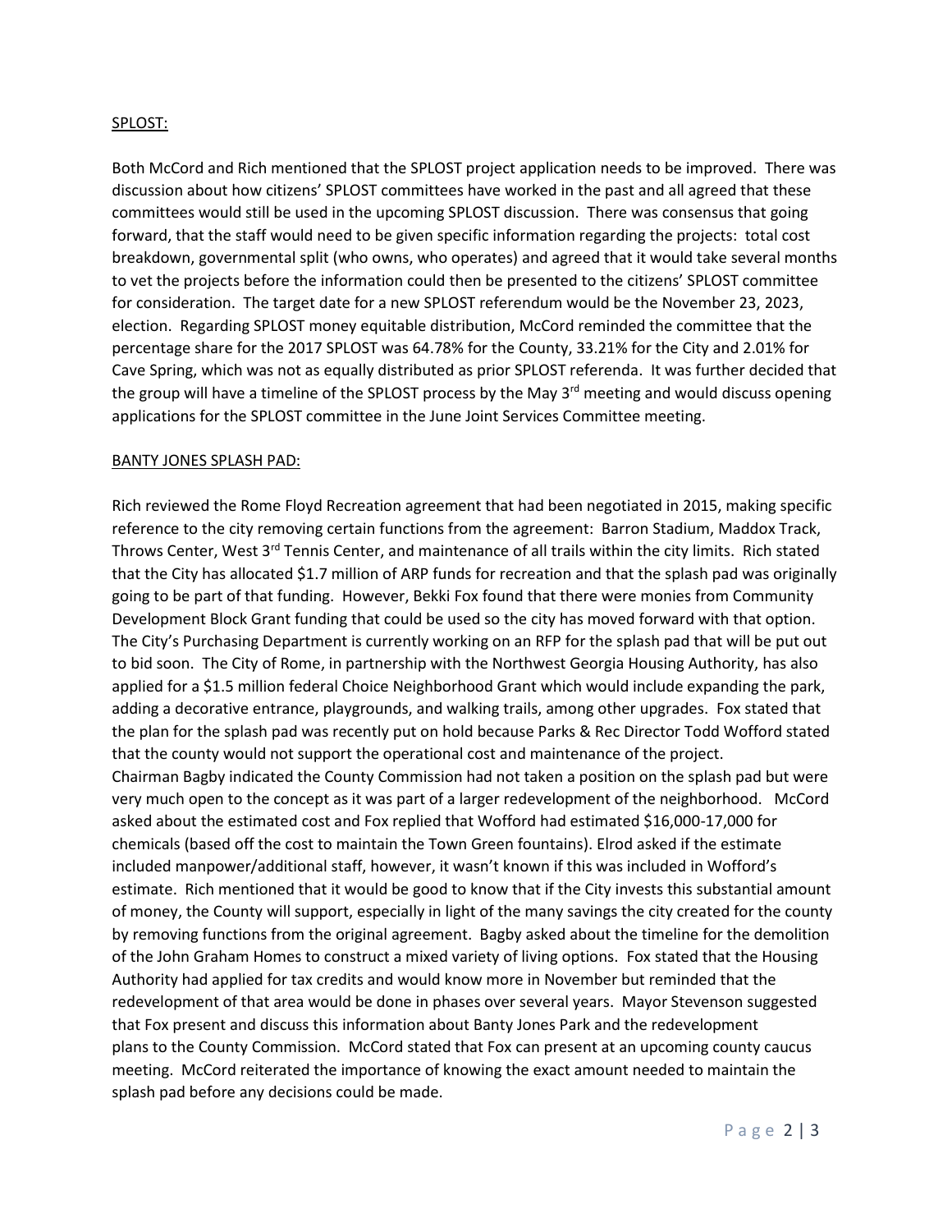SPLOST:

Both McCord and Rich mentioned that the SPLOST project application needs to be improved. There was discussion about how citizens' SPLOST committees have worked in the past and all agreed that these committees would still be used in the upcoming SPLOST discussion. There was consensus that going forward, that the staff would need to be given specific information regarding the projects: total cost breakdown, governmental split (who owns, who operates) and agreed that it would take several months to vet the projects before the information could then be presented to the citizens' SPLOST committee for consideration. The target date for a new SPLOST referendum would be the November 23, 2023, election. Regarding SPLOST money equitable distribution, McCord reminded the committee that the percentage share for the 2017 SPLOST was 64.78% for the County, 33.21% for the City and 2.01% for Cave Spring, which was not as equally distributed as prior SPLOST referenda. It was further decided that the group will have a timeline of the SPLOST process by the May 3rd meeting and would discuss opening applications for the SPLOST committee in the June Joint Services Committee meeting.

BANTY JONES SPLASH PAD:

Rich reviewed the Rome Floyd Recreation agreement that had been negotiated in 2015, making specific reference to the city removing certain functions from the agreement: Barron Stadium, Maddox Track, Throws Center, West 3rd Tennis Center, and maintenance of all trails within the city limits. Rich stated that the City has allocated $1.7 million of ARP funds for recreation and that the splash pad was originally going to be part of that funding. However, Bekki Fox found that there were monies from Community Development Block Grant funding that could be used so the city has moved forward with that option. The City's Purchasing Department is currently working on an RFP for the splash pad that will be put out to bid soon. The City of Rome, in partnership with the Northwest Georgia Housing Authority, has also applied for a $1.5 million federal Choice Neighborhood Grant which would include expanding the park, adding a decorative entrance, playgrounds, and walking trails, among other upgrades. Fox stated that the plan for the splash pad was recently put on hold because Parks & Rec Director Todd Wofford stated that the county would not support the operational cost and maintenance of the project.
Chairman Bagby indicated the County Commission had not taken a position on the splash pad but were very much open to the concept as it was part of a larger redevelopment of the neighborhood. McCord asked about the estimated cost and Fox replied that Wofford had estimated $16,000-17,000 for chemicals (based off the cost to maintain the Town Green fountains). Elrod asked if the estimate included manpower/additional staff, however, it wasn't known if this was included in Wofford's estimate. Rich mentioned that it would be good to know that if the City invests this substantial amount of money, the County will support, especially in light of the many savings the city created for the county by removing functions from the original agreement. Bagby asked about the timeline for the demolition of the John Graham Homes to construct a mixed variety of living options. Fox stated that the Housing Authority had applied for tax credits and would know more in November but reminded that the redevelopment of that area would be done in phases over several years. Mayor Stevenson suggested that Fox present and discuss this information about Banty Jones Park and the redevelopment plans to the County Commission. McCord stated that Fox can present at an upcoming county caucus meeting. McCord reiterated the importance of knowing the exact amount needed to maintain the splash pad before any decisions could be made.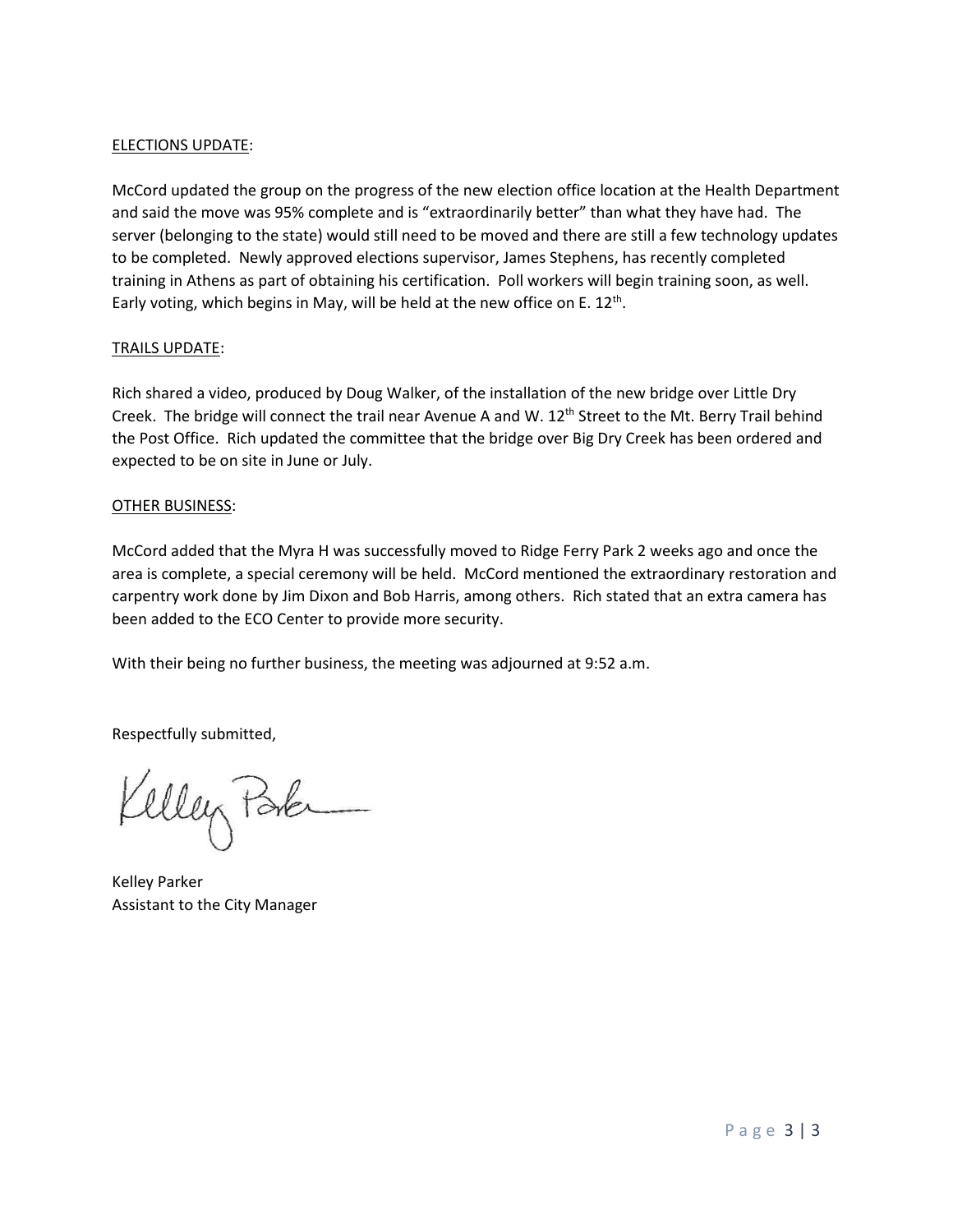ELECTIONS UPDATE:

McCord updated the group on the progress of the new election office location at the Health Department and said the move was 95% complete and is "extraordinarily better" than what they have had. The server (belonging to the state) would still need to be moved and there are still a few technology updates to be completed. Newly approved elections supervisor, James Stephens, has recently completed training in Athens as part of obtaining his certification. Poll workers will begin training soon, as well. Early voting, which begins in May, will be held at the new office on E. 12th.

TRAILS UPDATE:

Rich shared a video, produced by Doug Walker, of the installation of the new bridge over Little Dry Creek. The bridge will connect the trail near Avenue A and W. 12th Street to the Mt. Berry Trail behind the Post Office. Rich updated the committee that the bridge over Big Dry Creek has been ordered and expected to be on site in June or July.

OTHER BUSINESS:

McCord added that the Myra H was successfully moved to Ridge Ferry Park 2 weeks ago and once the area is complete, a special ceremony will be held. McCord mentioned the extraordinary restoration and carpentry work done by Jim Dixon and Bob Harris, among others. Rich stated that an extra camera has been added to the ECO Center to provide more security.

With their being no further business, the meeting was adjourned at 9:52 a.m.

Respectfully submitted,

Kelley Parker

Kelley Parker
Assistant to the City Manager